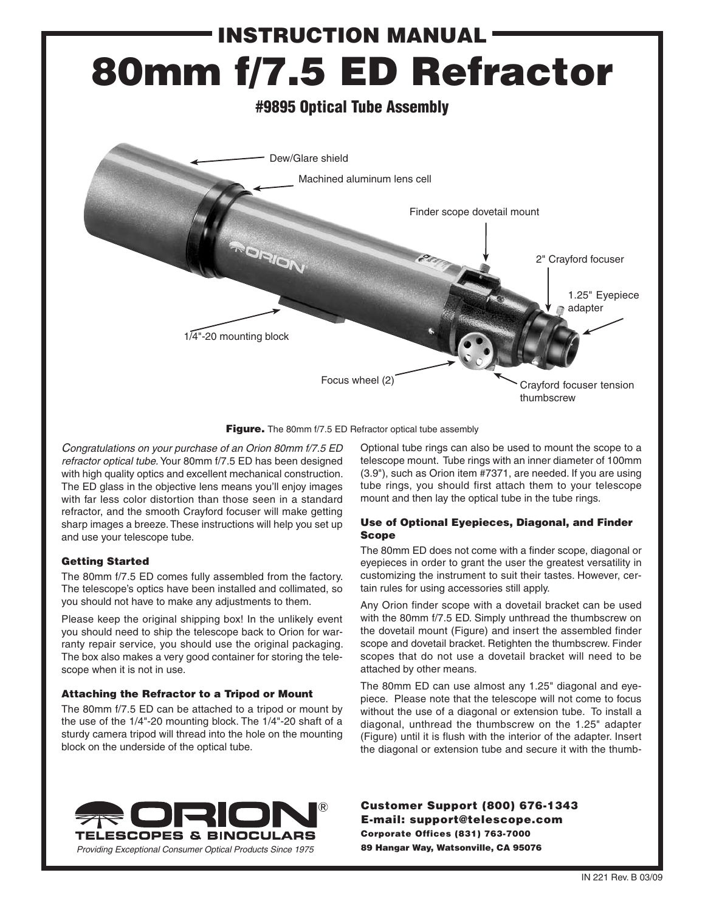# INSTRUCTION MANUAL

# 80mm f/7.5 ED Refractor

## #9895 Optical Tube Assembly

Dew/Glare shield

Machined aluminum lens cell

Finder scope dovetail mount

2" Crayford focuser

1.25" Eyepiece adapter

1/4"-20 mounting block

Focus wheel (2)

Crayford focuser tension thumbscrew

**Figure.** The 80mm f/7.5 ED Refractor optical tube assembly

*Congratulations on your purchase of an Orion 80mm f/7.5 ED refractor optical tube.* Your 80mm f/7.5 ED has been designed with high quality optics and excellent mechanical construction. The ED glass in the objective lens means you'll enjoy images with far less color distortion than those seen in a standard refractor, and the smooth Crayford focuser will make getting sharp images a breeze. These instructions will help you set up and use your telescope tube.

### Getting Started

The 80mm f/7.5 ED comes fully assembled from the factory. The telescope's optics have been installed and collimated, so you should not have to make any adjustments to them.

Please keep the original shipping box! In the unlikely event you should need to ship the telescope back to Orion for warranty repair service, you should use the original packaging. The box also makes a very good container for storing the telescope when it is not in use.

### Attaching the Refractor to a Tripod or Mount

The 80mm f/7.5 ED can be attached to a tripod or mount by the use of the 1/4"-20 mounting block. The 1/4"-20 shaft of a sturdy camera tripod will thread into the hole on the mounting block on the underside of the optical tube.

Optional tube rings can also be used to mount the scope to a telescope mount. Tube rings with an inner diameter of 100mm (3.9"), such as Orion item #7371, are needed. If you are using tube rings, you should first attach them to your telescope mount and then lay the optical tube in the tube rings.

### Use of Optional Eyepieces, Diagonal, and Finder Scope

The 80mm ED does not come with a finder scope, diagonal or eyepieces in order to grant the user the greatest versatility in customizing the instrument to suit their tastes. However, certain rules for using accessories still apply.

Any Orion finder scope with a dovetail bracket can be used with the 80mm f/7.5 ED. Simply unthread the thumbscrew on the dovetail mount (Figure) and insert the assembled finder scope and dovetail bracket. Retighten the thumbscrew. Finder scopes that do not use a dovetail bracket will need to be attached by other means.

The 80mm ED can use almost any 1.25" diagonal and eyepiece. Please note that the telescope will not come to focus without the use of a diagonal or extension tube. To install a diagonal, unthread the thumbscrew on the 1.25" adapter (Figure) until it is flush with the interior of the adapter. Insert the diagonal or extension tube and secure it with the thumb-

ORION® TELESCOPES & BINOCULARS

*Providing Exceptional Consumer Optical Products Since 1975*

**Customer Support (800) 676-1343**
**E-mail: support@telescope.com**
**Corporate Offices (831) 763-7000**
**89 Hangar Way, Watsonville, CA 95076**

IN 221 Rev. B 03/09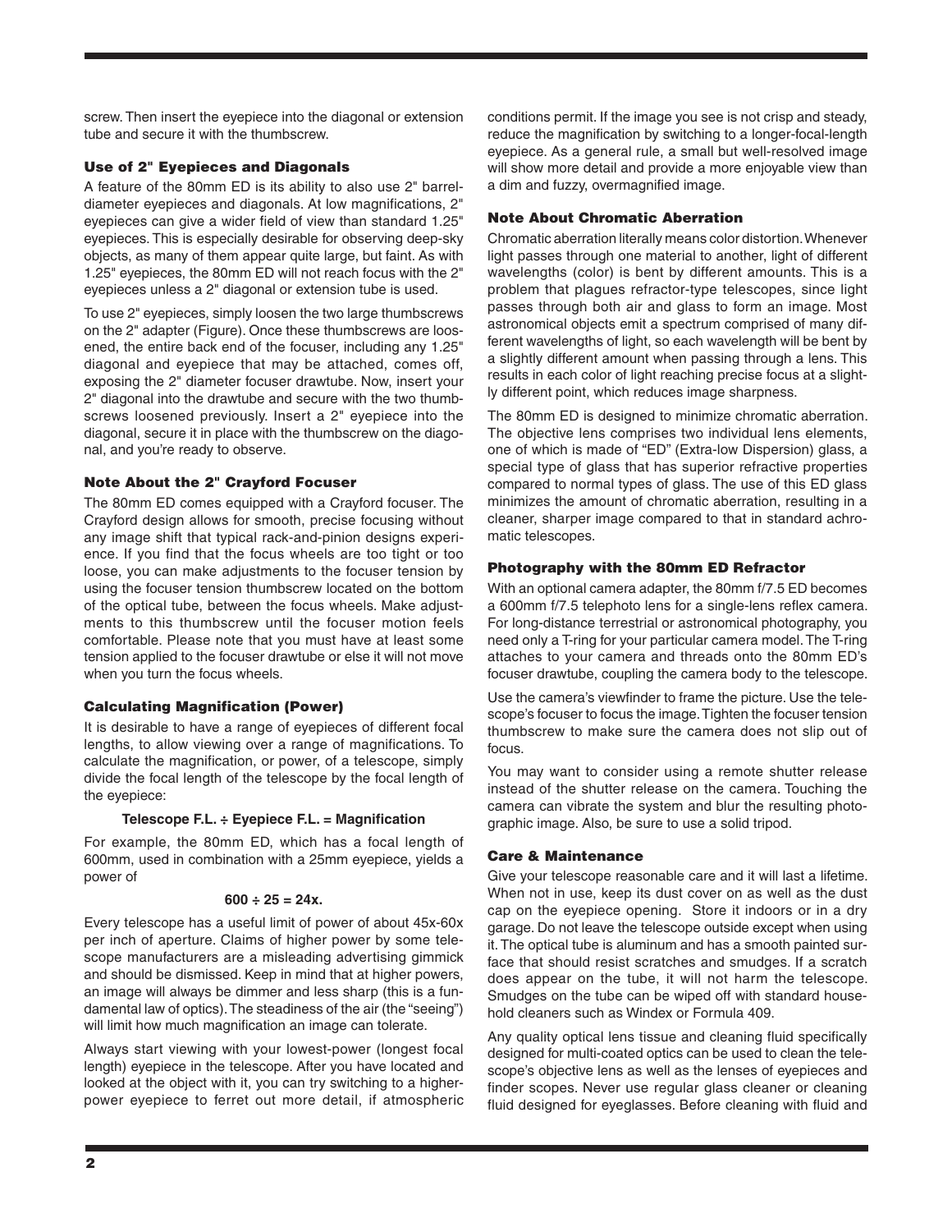screw. Then insert the eyepiece into the diagonal or extension tube and secure it with the thumbscrew.

### Use of 2" Eyepieces and Diagonals

A feature of the 80mm ED is its ability to also use 2" barrel-diameter eyepieces and diagonals. At low magnifications, 2" eyepieces can give a wider field of view than standard 1.25" eyepieces. This is especially desirable for observing deep-sky objects, as many of them appear quite large, but faint. As with 1.25" eyepieces, the 80mm ED will not reach focus with the 2" eyepieces unless a 2" diagonal or extension tube is used.

To use 2" eyepieces, simply loosen the two large thumbscrews on the 2" adapter (Figure). Once these thumbscrews are loosened, the entire back end of the focuser, including any 1.25" diagonal and eyepiece that may be attached, comes off, exposing the 2" diameter focuser drawtube. Now, insert your 2" diagonal into the drawtube and secure with the two thumbscrews loosened previously. Insert a 2" eyepiece into the diagonal, secure it in place with the thumbscrew on the diagonal, and you're ready to observe.

### Note About the 2" Crayford Focuser

The 80mm ED comes equipped with a Crayford focuser. The Crayford design allows for smooth, precise focusing without any image shift that typical rack-and-pinion designs experience. If you find that the focus wheels are too tight or too loose, you can make adjustments to the focuser tension by using the focuser tension thumbscrew located on the bottom of the optical tube, between the focus wheels. Make adjustments to this thumbscrew until the focuser motion feels comfortable. Please note that you must have at least some tension applied to the focuser drawtube or else it will not move when you turn the focus wheels.

### Calculating Magnification (Power)

It is desirable to have a range of eyepieces of different focal lengths, to allow viewing over a range of magnifications. To calculate the magnification, or power, of a telescope, simply divide the focal length of the telescope by the focal length of the eyepiece:

**Telescope F.L. ÷ Eyepiece F.L. = Magnification**

For example, the 80mm ED, which has a focal length of 600mm, used in combination with a 25mm eyepiece, yields a power of

**600 ÷ 25 = 24x.**

Every telescope has a useful limit of power of about 45x-60x per inch of aperture. Claims of higher power by some telescope manufacturers are a misleading advertising gimmick and should be dismissed. Keep in mind that at higher powers, an image will always be dimmer and less sharp (this is a fundamental law of optics). The steadiness of the air (the "seeing") will limit how much magnification an image can tolerate.

Always start viewing with your lowest-power (longest focal length) eyepiece in the telescope. After you have located and looked at the object with it, you can try switching to a higher-power eyepiece to ferret out more detail, if atmospheric conditions permit. If the image you see is not crisp and steady, reduce the magnification by switching to a longer-focal-length eyepiece. As a general rule, a small but well-resolved image will show more detail and provide a more enjoyable view than a dim and fuzzy, overmagnified image.

### Note About Chromatic Aberration

Chromatic aberration literally means color distortion. Whenever light passes through one material to another, light of different wavelengths (color) is bent by different amounts. This is a problem that plagues refractor-type telescopes, since light passes through both air and glass to form an image. Most astronomical objects emit a spectrum comprised of many different wavelengths of light, so each wavelength will be bent by a slightly different amount when passing through a lens. This results in each color of light reaching precise focus at a slightly different point, which reduces image sharpness.

The 80mm ED is designed to minimize chromatic aberration. The objective lens comprises two individual lens elements, one of which is made of "ED" (Extra-low Dispersion) glass, a special type of glass that has superior refractive properties compared to normal types of glass. The use of this ED glass minimizes the amount of chromatic aberration, resulting in a cleaner, sharper image compared to that in standard achromatic telescopes.

### Photography with the 80mm ED Refractor

With an optional camera adapter, the 80mm f/7.5 ED becomes a 600mm f/7.5 telephoto lens for a single-lens reflex camera. For long-distance terrestrial or astronomical photography, you need only a T-ring for your particular camera model. The T-ring attaches to your camera and threads onto the 80mm ED's focuser drawtube, coupling the camera body to the telescope.

Use the camera's viewfinder to frame the picture. Use the telescope's focuser to focus the image. Tighten the focuser tension thumbscrew to make sure the camera does not slip out of focus.

You may want to consider using a remote shutter release instead of the shutter release on the camera. Touching the camera can vibrate the system and blur the resulting photographic image. Also, be sure to use a solid tripod.

### Care & Maintenance

Give your telescope reasonable care and it will last a lifetime. When not in use, keep its dust cover on as well as the dust cap on the eyepiece opening. Store it indoors or in a dry garage. Do not leave the telescope outside except when using it. The optical tube is aluminum and has a smooth painted surface that should resist scratches and smudges. If a scratch does appear on the tube, it will not harm the telescope. Smudges on the tube can be wiped off with standard household cleaners such as Windex or Formula 409.

Any quality optical lens tissue and cleaning fluid specifically designed for multi-coated optics can be used to clean the telescope's objective lens as well as the lenses of eyepieces and finder scopes. Never use regular glass cleaner or cleaning fluid designed for eyeglasses. Before cleaning with fluid and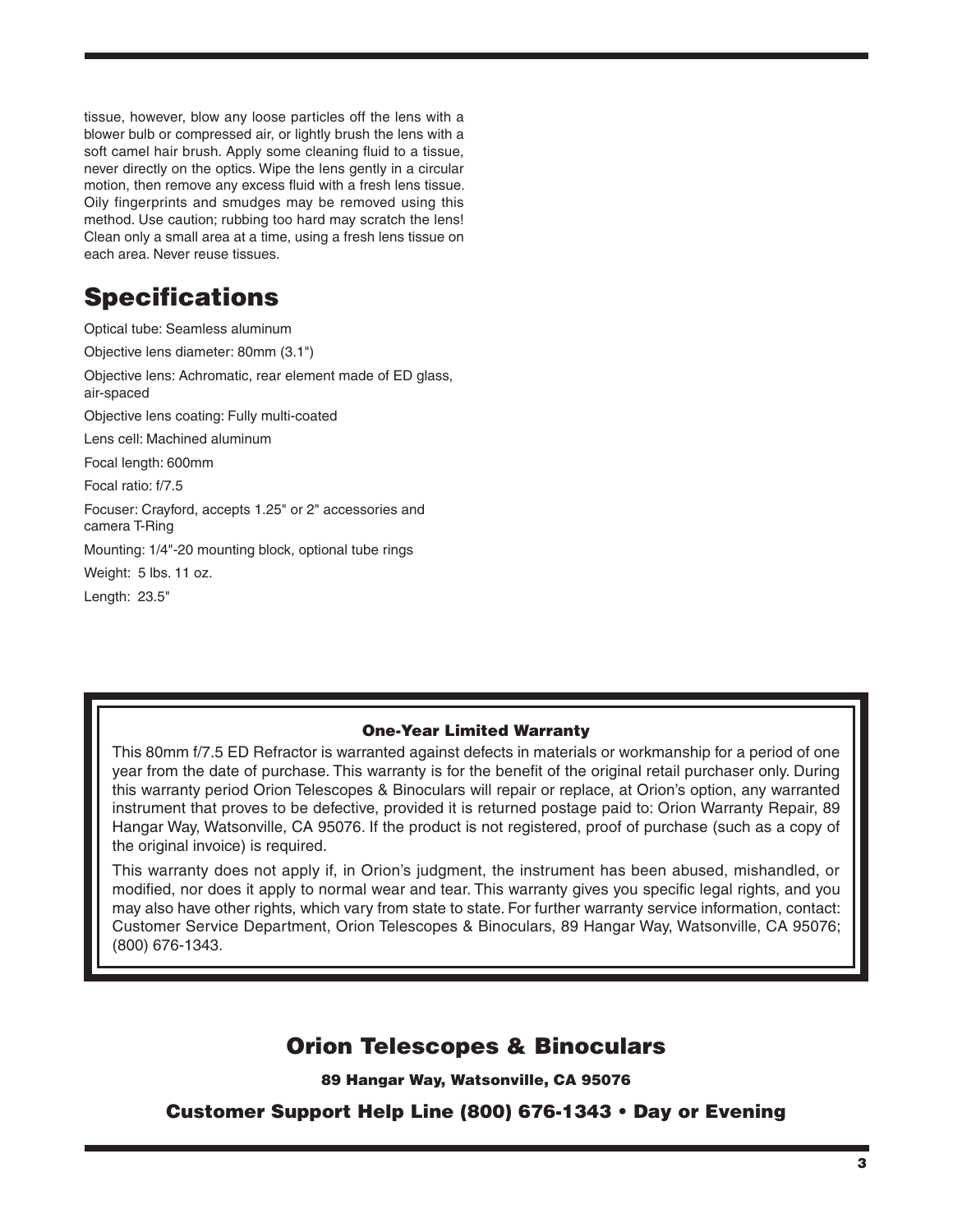tissue, however, blow any loose particles off the lens with a blower bulb or compressed air, or lightly brush the lens with a soft camel hair brush. Apply some cleaning fluid to a tissue, never directly on the optics. Wipe the lens gently in a circular motion, then remove any excess fluid with a fresh lens tissue. Oily fingerprints and smudges may be removed using this method. Use caution; rubbing too hard may scratch the lens! Clean only a small area at a time, using a fresh lens tissue on each area. Never reuse tissues.

# Specifications

Optical tube: Seamless aluminum

Objective lens diameter: 80mm (3.1")

Objective lens: Achromatic, rear element made of ED glass, air-spaced

Objective lens coating: Fully multi-coated

Lens cell: Machined aluminum

Focal length: 600mm

Focal ratio: f/7.5

Focuser: Crayford, accepts 1.25" or 2" accessories and camera T-Ring

Mounting: 1/4"-20 mounting block, optional tube rings

Weight: 5 lbs. 11 oz.

Length: 23.5"

**One-Year Limited Warranty**

This 80mm f/7.5 ED Refractor is warranted against defects in materials or workmanship for a period of one year from the date of purchase. This warranty is for the benefit of the original retail purchaser only. During this warranty period Orion Telescopes & Binoculars will repair or replace, at Orion's option, any warranted instrument that proves to be defective, provided it is returned postage paid to: Orion Warranty Repair, 89 Hangar Way, Watsonville, CA 95076. If the product is not registered, proof of purchase (such as a copy of the original invoice) is required.

This warranty does not apply if, in Orion's judgment, the instrument has been abused, mishandled, or modified, nor does it apply to normal wear and tear. This warranty gives you specific legal rights, and you may also have other rights, which vary from state to state. For further warranty service information, contact: Customer Service Department, Orion Telescopes & Binoculars, 89 Hangar Way, Watsonville, CA 95076; (800) 676-1343.

## Orion Telescopes & Binoculars

**89 Hangar Way, Watsonville, CA 95076**

**Customer Support Help Line (800) 676-1343 • Day or Evening**